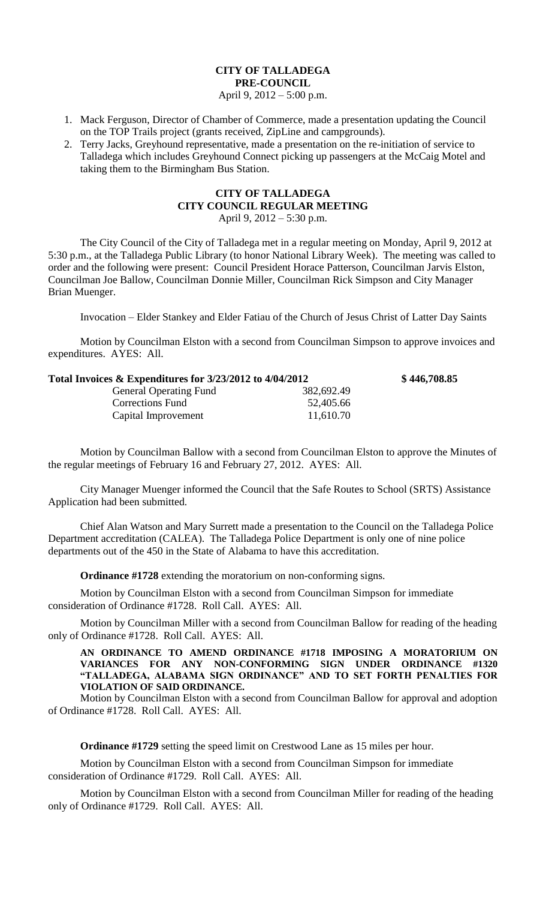# CITY OF TALLADEGA
## PRE-COUNCIL
April 9, 2012 – 5:00 p.m.

1. Mack Ferguson, Director of Chamber of Commerce, made a presentation updating the Council on the TOP Trails project (grants received, ZipLine and campgrounds).
2. Terry Jacks, Greyhound representative, made a presentation on the re-initiation of service to Talladega which includes Greyhound Connect picking up passengers at the McCaig Motel and taking them to the Birmingham Bus Station.

# CITY OF TALLADEGA
## CITY COUNCIL REGULAR MEETING
April 9, 2012 – 5:30 p.m.

The City Council of the City of Talladega met in a regular meeting on Monday, April 9, 2012 at 5:30 p.m., at the Talladega Public Library (to honor National Library Week). The meeting was called to order and the following were present: Council President Horace Patterson, Councilman Jarvis Elston, Councilman Joe Ballow, Councilman Donnie Miller, Councilman Rick Simpson and City Manager Brian Muenger.

Invocation – Elder Stankey and Elder Fatiau of the Church of Jesus Christ of Latter Day Saints

Motion by Councilman Elston with a second from Councilman Simpson to approve invoices and expenditures. AYES: All.

| **Total Invoices & Expenditures for 3/23/2012 to 4/04/2012** | | **$ 446,708.85** |
|---|---|---|
| General Operating Fund | 382,692.49 | |
| Corrections Fund | 52,405.66 | |
| Capital Improvement | 11,610.70 | |

Motion by Councilman Ballow with a second from Councilman Elston to approve the Minutes of the regular meetings of February 16 and February 27, 2012. AYES: All.

City Manager Muenger informed the Council that the Safe Routes to School (SRTS) Assistance Application had been submitted.

Chief Alan Watson and Mary Surrett made a presentation to the Council on the Talladega Police Department accreditation (CALEA). The Talladega Police Department is only one of nine police departments out of the 450 in the State of Alabama to have this accreditation.

**Ordinance #1728** extending the moratorium on non-conforming signs.

Motion by Councilman Elston with a second from Councilman Simpson for immediate consideration of Ordinance #1728. Roll Call. AYES: All.

Motion by Councilman Miller with a second from Councilman Ballow for reading of the heading only of Ordinance #1728. Roll Call. AYES: All.

**AN ORDINANCE TO AMEND ORDINANCE #1718 IMPOSING A MORATORIUM ON VARIANCES FOR ANY NON-CONFORMING SIGN UNDER ORDINANCE #1320 "TALLADEGA, ALABAMA SIGN ORDINANCE" AND TO SET FORTH PENALTIES FOR VIOLATION OF SAID ORDINANCE.**

Motion by Councilman Elston with a second from Councilman Ballow for approval and adoption of Ordinance #1728. Roll Call. AYES: All.

**Ordinance #1729** setting the speed limit on Crestwood Lane as 15 miles per hour.

Motion by Councilman Elston with a second from Councilman Simpson for immediate consideration of Ordinance #1729. Roll Call. AYES: All.

Motion by Councilman Elston with a second from Councilman Miller for reading of the heading only of Ordinance #1729. Roll Call. AYES: All.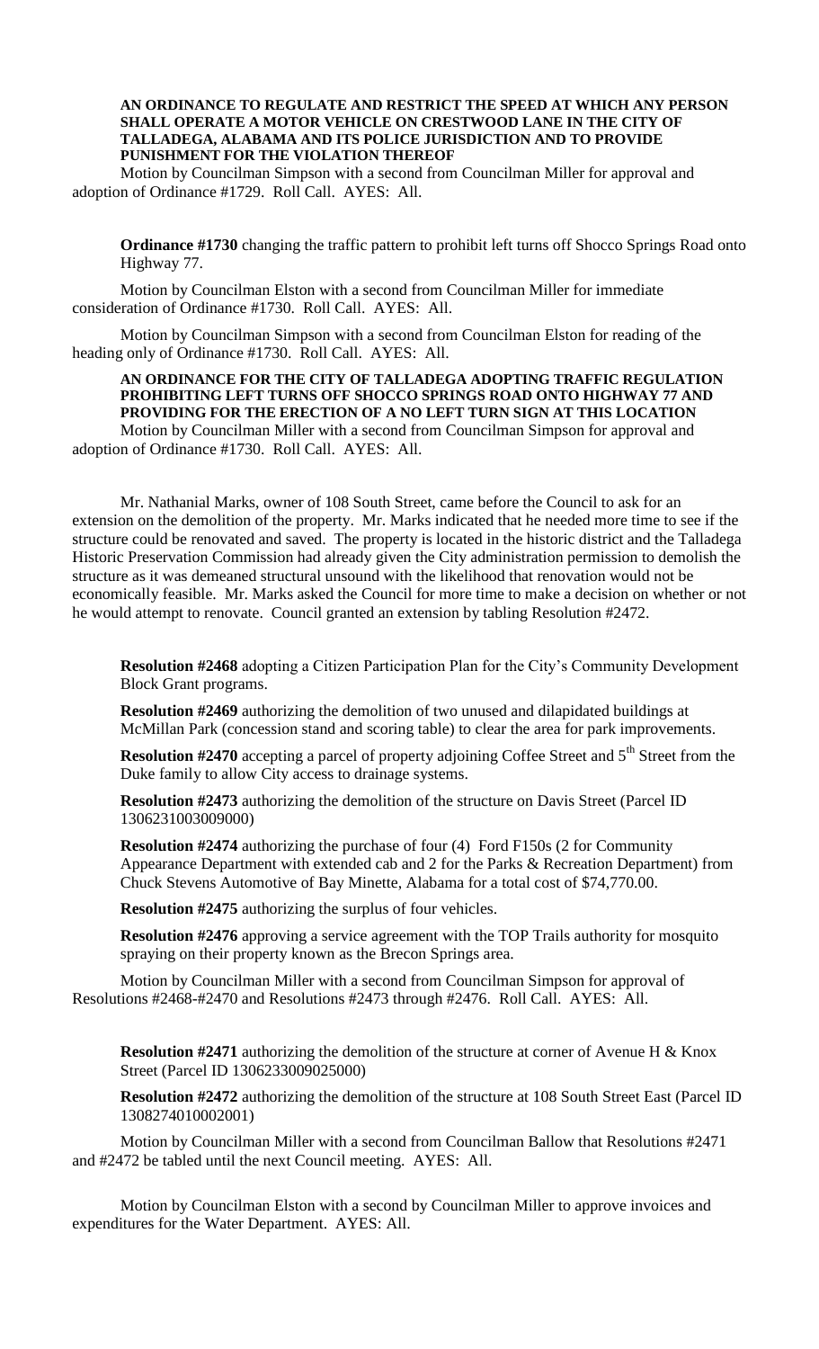**AN ORDINANCE TO REGULATE AND RESTRICT THE SPEED AT WHICH ANY PERSON SHALL OPERATE A MOTOR VEHICLE ON CRESTWOOD LANE IN THE CITY OF TALLADEGA, ALABAMA AND ITS POLICE JURISDICTION AND TO PROVIDE PUNISHMENT FOR THE VIOLATION THEREOF**

Motion by Councilman Simpson with a second from Councilman Miller for approval and adoption of Ordinance #1729. Roll Call. AYES: All.

**Ordinance #1730** changing the traffic pattern to prohibit left turns off Shocco Springs Road onto Highway 77.

Motion by Councilman Elston with a second from Councilman Miller for immediate consideration of Ordinance #1730. Roll Call. AYES: All.

Motion by Councilman Simpson with a second from Councilman Elston for reading of the heading only of Ordinance #1730. Roll Call. AYES: All.

**AN ORDINANCE FOR THE CITY OF TALLADEGA ADOPTING TRAFFIC REGULATION PROHIBITING LEFT TURNS OFF SHOCCO SPRINGS ROAD ONTO HIGHWAY 77 AND PROVIDING FOR THE ERECTION OF A NO LEFT TURN SIGN AT THIS LOCATION**

Motion by Councilman Miller with a second from Councilman Simpson for approval and adoption of Ordinance #1730. Roll Call. AYES: All.

Mr. Nathanial Marks, owner of 108 South Street, came before the Council to ask for an extension on the demolition of the property. Mr. Marks indicated that he needed more time to see if the structure could be renovated and saved. The property is located in the historic district and the Talladega Historic Preservation Commission had already given the City administration permission to demolish the structure as it was demeaned structural unsound with the likelihood that renovation would not be economically feasible. Mr. Marks asked the Council for more time to make a decision on whether or not he would attempt to renovate. Council granted an extension by tabling Resolution #2472.

**Resolution #2468** adopting a Citizen Participation Plan for the City's Community Development Block Grant programs.

**Resolution #2469** authorizing the demolition of two unused and dilapidated buildings at McMillan Park (concession stand and scoring table) to clear the area for park improvements.

**Resolution #2470** accepting a parcel of property adjoining Coffee Street and 5th Street from the Duke family to allow City access to drainage systems.

**Resolution #2473** authorizing the demolition of the structure on Davis Street (Parcel ID 1306231003009000)

**Resolution #2474** authorizing the purchase of four (4) Ford F150s (2 for Community Appearance Department with extended cab and 2 for the Parks & Recreation Department) from Chuck Stevens Automotive of Bay Minette, Alabama for a total cost of $74,770.00.

**Resolution #2475** authorizing the surplus of four vehicles.

**Resolution #2476** approving a service agreement with the TOP Trails authority for mosquito spraying on their property known as the Brecon Springs area.

Motion by Councilman Miller with a second from Councilman Simpson for approval of Resolutions #2468-#2470 and Resolutions #2473 through #2476. Roll Call. AYES: All.

**Resolution #2471** authorizing the demolition of the structure at corner of Avenue H & Knox Street (Parcel ID 1306233009025000)

**Resolution #2472** authorizing the demolition of the structure at 108 South Street East (Parcel ID 1308274010002001)

Motion by Councilman Miller with a second from Councilman Ballow that Resolutions #2471 and #2472 be tabled until the next Council meeting. AYES: All.

Motion by Councilman Elston with a second by Councilman Miller to approve invoices and expenditures for the Water Department. AYES: All.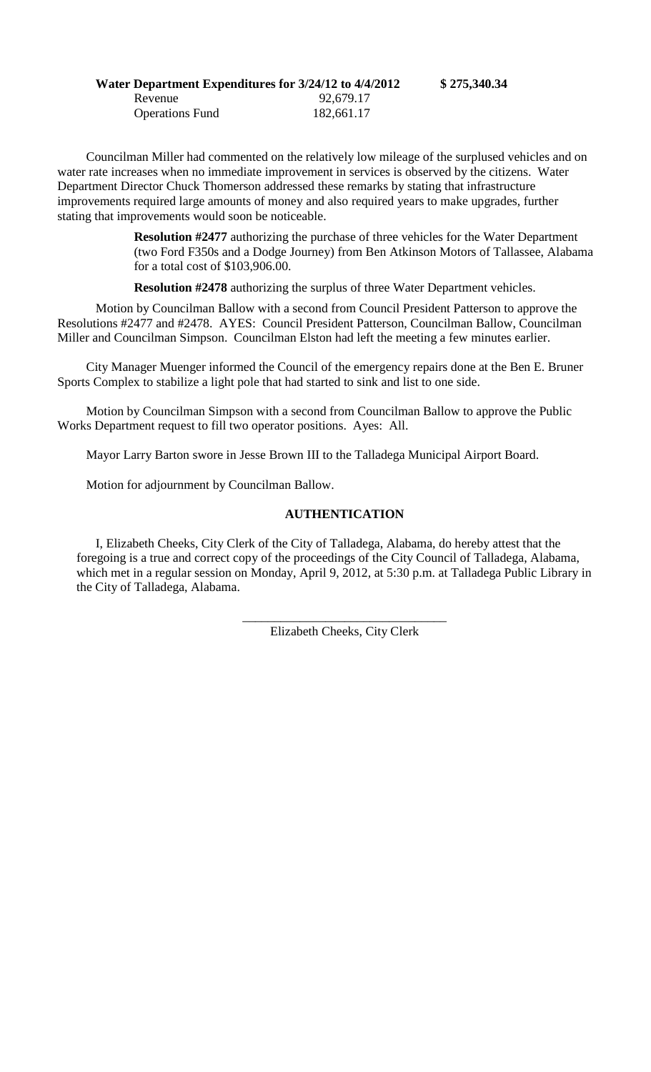**Water Department Expenditures for 3/24/12 to 4/4/2012** **$ 275,340.34**

| | |
|---|---|
| Revenue | 92,679.17 |
| Operations Fund | 182,661.17 |

Councilman Miller had commented on the relatively low mileage of the surplused vehicles and on water rate increases when no immediate improvement in services is observed by the citizens. Water Department Director Chuck Thomerson addressed these remarks by stating that infrastructure improvements required large amounts of money and also required years to make upgrades, further stating that improvements would soon be noticeable.

**Resolution #2477** authorizing the purchase of three vehicles for the Water Department (two Ford F350s and a Dodge Journey) from Ben Atkinson Motors of Tallassee, Alabama for a total cost of $103,906.00.

**Resolution #2478** authorizing the surplus of three Water Department vehicles.

Motion by Councilman Ballow with a second from Council President Patterson to approve the Resolutions #2477 and #2478. AYES: Council President Patterson, Councilman Ballow, Councilman Miller and Councilman Simpson. Councilman Elston had left the meeting a few minutes earlier.

City Manager Muenger informed the Council of the emergency repairs done at the Ben E. Bruner Sports Complex to stabilize a light pole that had started to sink and list to one side.

Motion by Councilman Simpson with a second from Councilman Ballow to approve the Public Works Department request to fill two operator positions. Ayes: All.

Mayor Larry Barton swore in Jesse Brown III to the Talladega Municipal Airport Board.

Motion for adjournment by Councilman Ballow.

**AUTHENTICATION**

I, Elizabeth Cheeks, City Clerk of the City of Talladega, Alabama, do hereby attest that the foregoing is a true and correct copy of the proceedings of the City Council of Talladega, Alabama, which met in a regular session on Monday, April 9, 2012, at 5:30 p.m. at Talladega Public Library in the City of Talladega, Alabama.

\_\_\_\_\_\_\_\_\_\_\_\_\_\_\_\_\_\_\_\_\_\_\_\_\_\_\_\_\_\_\_\_

Elizabeth Cheeks, City Clerk